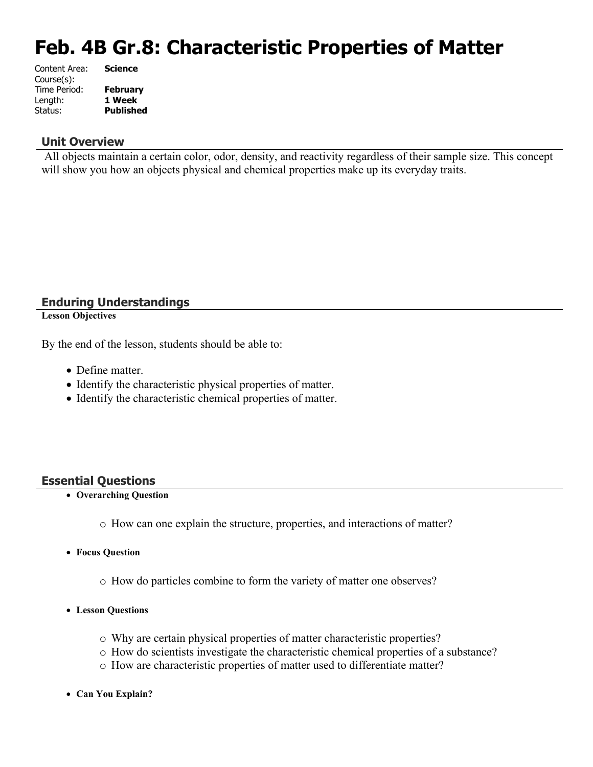# Feb. 4B Gr.8: Characteristic Properties of Matter

Content Area: **Science**
Course(s):
Time Period: **February**
Length: **1 Week**
Status: **Published**

## Unit Overview

All objects maintain a certain color, odor, density, and reactivity regardless of their sample size. This concept will show you how an objects physical and chemical properties make up its everyday traits.

## Enduring Understandings

**Lesson Objectives**

By the end of the lesson, students should be able to:

- Define matter.
- Identify the characteristic physical properties of matter.
- Identify the characteristic chemical properties of matter.

## Essential Questions

- **Overarching Question**
  - How can one explain the structure, properties, and interactions of matter?
- **Focus Question**
  - How do particles combine to form the variety of matter one observes?
- **Lesson Questions**
  - Why are certain physical properties of matter characteristic properties?
  - How do scientists investigate the characteristic chemical properties of a substance?
  - How are characteristic properties of matter used to differentiate matter?
- **Can You Explain?**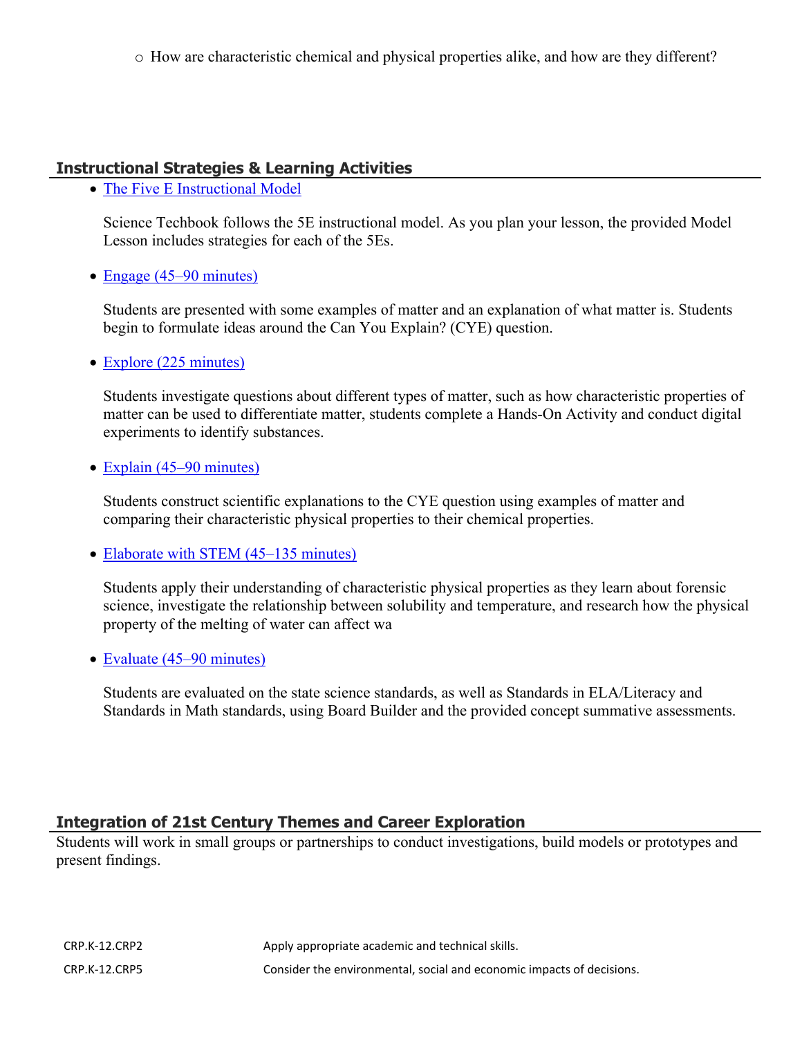- How are characteristic chemical and physical properties alike, and how are they different?

## Instructional Strategies & Learning Activities

- The Five E Instructional Model

  Science Techbook follows the 5E instructional model. As you plan your lesson, the provided Model Lesson includes strategies for each of the 5Es.

- Engage (45–90 minutes)

  Students are presented with some examples of matter and an explanation of what matter is. Students begin to formulate ideas around the Can You Explain? (CYE) question.

- Explore (225 minutes)

  Students investigate questions about different types of matter, such as how characteristic properties of matter can be used to differentiate matter, students complete a Hands-On Activity and conduct digital experiments to identify substances.

- Explain (45–90 minutes)

  Students construct scientific explanations to the CYE question using examples of matter and comparing their characteristic physical properties to their chemical properties.

- Elaborate with STEM (45–135 minutes)

  Students apply their understanding of characteristic physical properties as they learn about forensic science, investigate the relationship between solubility and temperature, and research how the physical property of the melting of water can affect wa

- Evaluate (45–90 minutes)

  Students are evaluated on the state science standards, as well as Standards in ELA/Literacy and Standards in Math standards, using Board Builder and the provided concept summative assessments.

## Integration of 21st Century Themes and Career Exploration

Students will work in small groups or partnerships to conduct investigations, build models or prototypes and present findings.

| | |
|---|---|
| CRP.K-12.CRP2 | Apply appropriate academic and technical skills. |
| CRP.K-12.CRP5 | Consider the environmental, social and economic impacts of decisions. |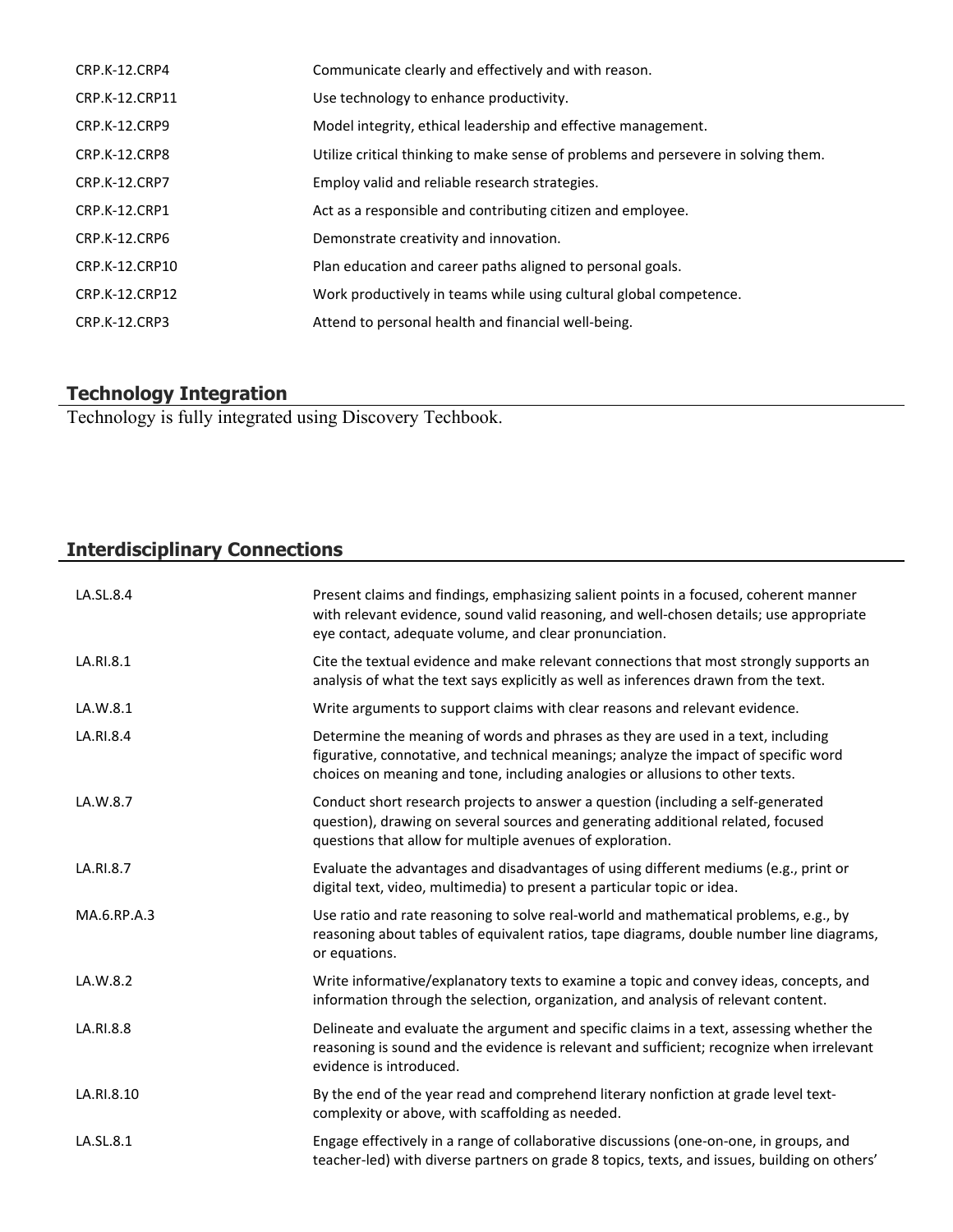| | |
|---|---|
| CRP.K-12.CRP4 | Communicate clearly and effectively and with reason. |
| CRP.K-12.CRP11 | Use technology to enhance productivity. |
| CRP.K-12.CRP9 | Model integrity, ethical leadership and effective management. |
| CRP.K-12.CRP8 | Utilize critical thinking to make sense of problems and persevere in solving them. |
| CRP.K-12.CRP7 | Employ valid and reliable research strategies. |
| CRP.K-12.CRP1 | Act as a responsible and contributing citizen and employee. |
| CRP.K-12.CRP6 | Demonstrate creativity and innovation. |
| CRP.K-12.CRP10 | Plan education and career paths aligned to personal goals. |
| CRP.K-12.CRP12 | Work productively in teams while using cultural global competence. |
| CRP.K-12.CRP3 | Attend to personal health and financial well-being. |

## Technology Integration

Technology is fully integrated using Discovery Techbook.

## Interdisciplinary Connections

| | |
|---|---|
| LA.SL.8.4 | Present claims and findings, emphasizing salient points in a focused, coherent manner with relevant evidence, sound valid reasoning, and well-chosen details; use appropriate eye contact, adequate volume, and clear pronunciation. |
| LA.RI.8.1 | Cite the textual evidence and make relevant connections that most strongly supports an analysis of what the text says explicitly as well as inferences drawn from the text. |
| LA.W.8.1 | Write arguments to support claims with clear reasons and relevant evidence. |
| LA.RI.8.4 | Determine the meaning of words and phrases as they are used in a text, including figurative, connotative, and technical meanings; analyze the impact of specific word choices on meaning and tone, including analogies or allusions to other texts. |
| LA.W.8.7 | Conduct short research projects to answer a question (including a self-generated question), drawing on several sources and generating additional related, focused questions that allow for multiple avenues of exploration. |
| LA.RI.8.7 | Evaluate the advantages and disadvantages of using different mediums (e.g., print or digital text, video, multimedia) to present a particular topic or idea. |
| MA.6.RP.A.3 | Use ratio and rate reasoning to solve real-world and mathematical problems, e.g., by reasoning about tables of equivalent ratios, tape diagrams, double number line diagrams, or equations. |
| LA.W.8.2 | Write informative/explanatory texts to examine a topic and convey ideas, concepts, and information through the selection, organization, and analysis of relevant content. |
| LA.RI.8.8 | Delineate and evaluate the argument and specific claims in a text, assessing whether the reasoning is sound and the evidence is relevant and sufficient; recognize when irrelevant evidence is introduced. |
| LA.RI.8.10 | By the end of the year read and comprehend literary nonfiction at grade level text-complexity or above, with scaffolding as needed. |
| LA.SL.8.1 | Engage effectively in a range of collaborative discussions (one-on-one, in groups, and teacher-led) with diverse partners on grade 8 topics, texts, and issues, building on others' |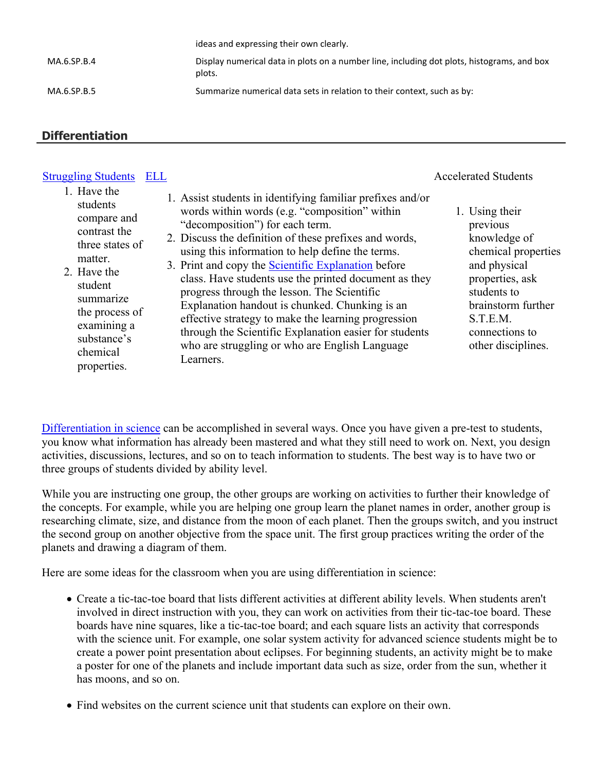| | |
|---|---|
| | ideas and expressing their own clearly. |
| MA.6.SP.B.4 | Display numerical data in plots on a number line, including dot plots, histograms, and box plots. |
| MA.6.SP.B.5 | Summarize numerical data sets in relation to their context, such as by: |

## Differentiation

| Struggling Students | ELL | Accelerated Students |
|---|---|---|
| 1. Have the students compare and contrast the three states of matter.<br>2. Have the student summarize the process of examining a substance's chemical properties. | 1. Assist students in identifying familiar prefixes and/or words within words (e.g. "composition" within "decomposition") for each term.<br>2. Discuss the definition of these prefixes and words, using this information to help define the terms.<br>3. Print and copy the Scientific Explanation before class. Have students use the printed document as they progress through the lesson. The Scientific Explanation handout is chunked. Chunking is an effective strategy to make the learning progression through the Scientific Explanation easier for students who are struggling or who are English Language Learners. | 1. Using their previous knowledge of chemical properties and physical properties, ask students to brainstorm further S.T.E.M. connections to other disciplines. |

Differentiation in science can be accomplished in several ways. Once you have given a pre-test to students, you know what information has already been mastered and what they still need to work on. Next, you design activities, discussions, lectures, and so on to teach information to students. The best way is to have two or three groups of students divided by ability level.

While you are instructing one group, the other groups are working on activities to further their knowledge of the concepts. For example, while you are helping one group learn the planet names in order, another group is researching climate, size, and distance from the moon of each planet. Then the groups switch, and you instruct the second group on another objective from the space unit. The first group practices writing the order of the planets and drawing a diagram of them.

Here are some ideas for the classroom when you are using differentiation in science:

- Create a tic-tac-toe board that lists different activities at different ability levels. When students aren't involved in direct instruction with you, they can work on activities from their tic-tac-toe board. These boards have nine squares, like a tic-tac-toe board; and each square lists an activity that corresponds with the science unit. For example, one solar system activity for advanced science students might be to create a power point presentation about eclipses. For beginning students, an activity might be to make a poster for one of the planets and include important data such as size, order from the sun, whether it has moons, and so on.

- Find websites on the current science unit that students can explore on their own.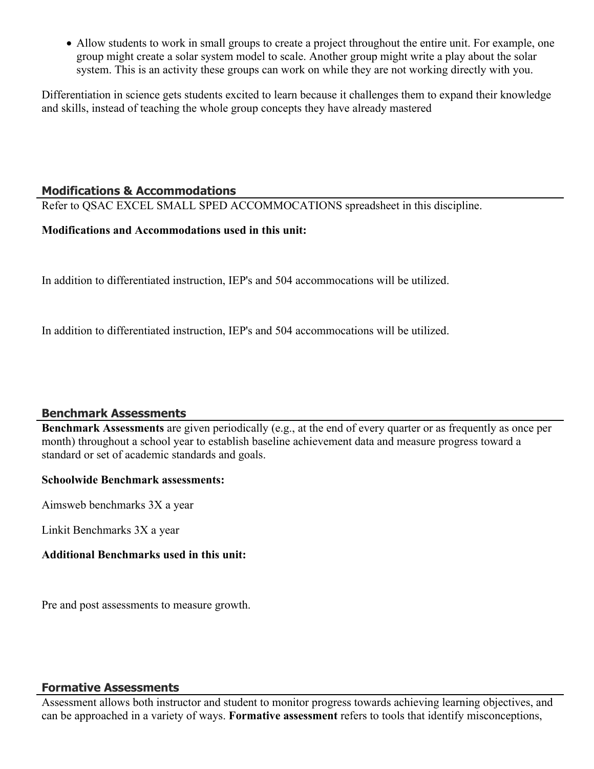- Allow students to work in small groups to create a project throughout the entire unit. For example, one group might create a solar system model to scale. Another group might write a play about the solar system. This is an activity these groups can work on while they are not working directly with you.

Differentiation in science gets students excited to learn because it challenges them to expand their knowledge and skills, instead of teaching the whole group concepts they have already mastered

## Modifications & Accommodations

Refer to QSAC EXCEL SMALL SPED ACCOMMOCATIONS spreadsheet in this discipline.

**Modifications and Accommodations used in this unit:**

In addition to differentiated instruction, IEP's and 504 accommocations will be utilized.

In addition to differentiated instruction, IEP's and 504 accommocations will be utilized.

## Benchmark Assessments

**Benchmark Assessments** are given periodically (e.g., at the end of every quarter or as frequently as once per month) throughout a school year to establish baseline achievement data and measure progress toward a standard or set of academic standards and goals.

**Schoolwide Benchmark assessments:**

Aimsweb benchmarks 3X a year

Linkit Benchmarks 3X a year

**Additional Benchmarks used in this unit:**

Pre and post assessments to measure growth.

## Formative Assessments

Assessment allows both instructor and student to monitor progress towards achieving learning objectives, and can be approached in a variety of ways. **Formative assessment** refers to tools that identify misconceptions,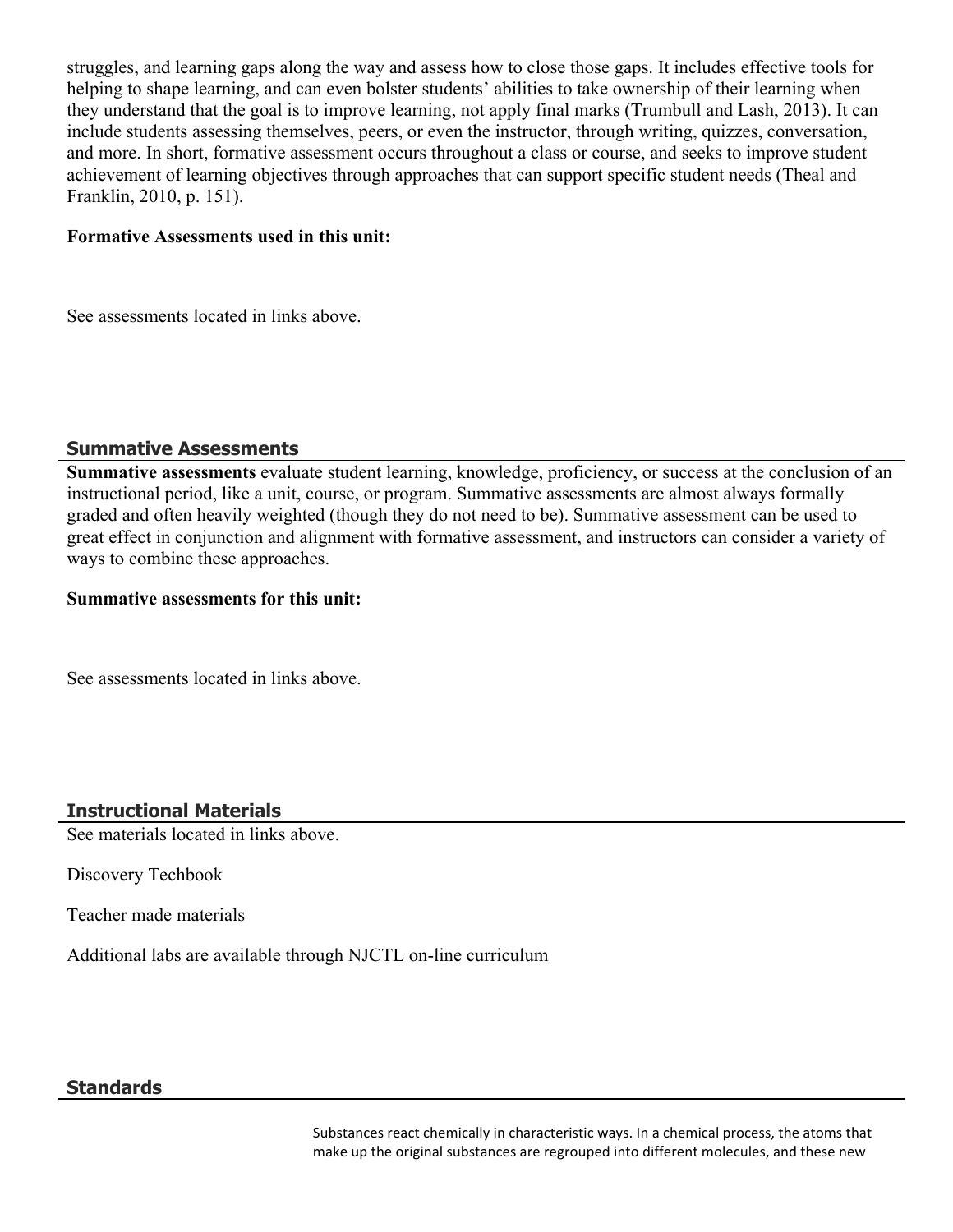struggles, and learning gaps along the way and assess how to close those gaps. It includes effective tools for helping to shape learning, and can even bolster students' abilities to take ownership of their learning when they understand that the goal is to improve learning, not apply final marks (Trumbull and Lash, 2013). It can include students assessing themselves, peers, or even the instructor, through writing, quizzes, conversation, and more. In short, formative assessment occurs throughout a class or course, and seeks to improve student achievement of learning objectives through approaches that can support specific student needs (Theal and Franklin, 2010, p. 151).

**Formative Assessments used in this unit:**

See assessments located in links above.

## Summative Assessments

**Summative assessments** evaluate student learning, knowledge, proficiency, or success at the conclusion of an instructional period, like a unit, course, or program. Summative assessments are almost always formally graded and often heavily weighted (though they do not need to be). Summative assessment can be used to great effect in conjunction and alignment with formative assessment, and instructors can consider a variety of ways to combine these approaches.

**Summative assessments for this unit:**

See assessments located in links above.

## Instructional Materials

See materials located in links above.

Discovery Techbook

Teacher made materials

Additional labs are available through NJCTL on-line curriculum

## Standards

Substances react chemically in characteristic ways. In a chemical process, the atoms that make up the original substances are regrouped into different molecules, and these new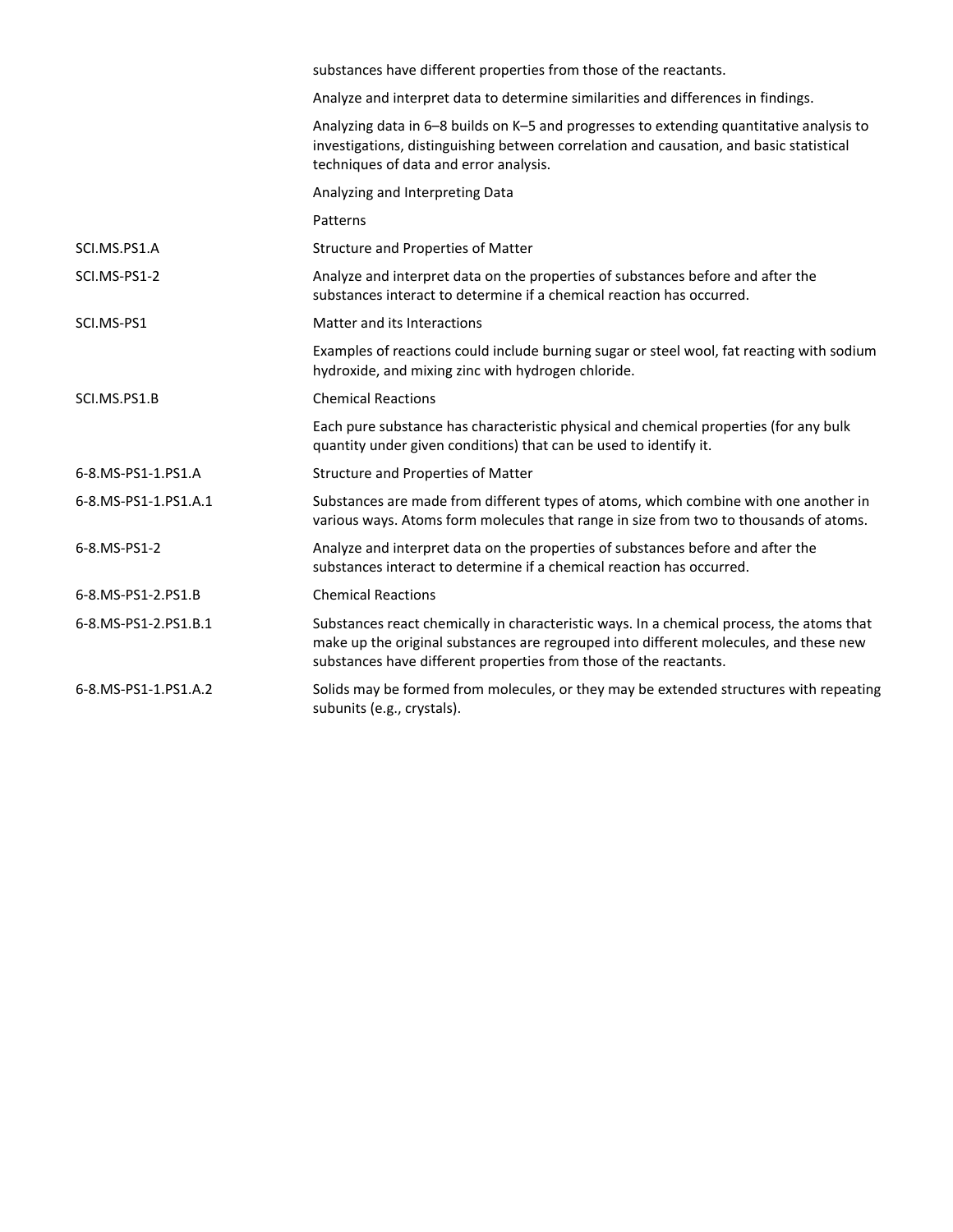| | |
|---|---|
| | substances have different properties from those of the reactants. |
| | Analyze and interpret data to determine similarities and differences in findings. |
| | Analyzing data in 6–8 builds on K–5 and progresses to extending quantitative analysis to investigations, distinguishing between correlation and causation, and basic statistical techniques of data and error analysis. |
| | Analyzing and Interpreting Data |
| | Patterns |
| SCI.MS.PS1.A | Structure and Properties of Matter |
| SCI.MS-PS1-2 | Analyze and interpret data on the properties of substances before and after the substances interact to determine if a chemical reaction has occurred. |
| SCI.MS-PS1 | Matter and its Interactions |
| | Examples of reactions could include burning sugar or steel wool, fat reacting with sodium hydroxide, and mixing zinc with hydrogen chloride. |
| SCI.MS.PS1.B | Chemical Reactions |
| | Each pure substance has characteristic physical and chemical properties (for any bulk quantity under given conditions) that can be used to identify it. |
| 6-8.MS-PS1-1.PS1.A | Structure and Properties of Matter |
| 6-8.MS-PS1-1.PS1.A.1 | Substances are made from different types of atoms, which combine with one another in various ways. Atoms form molecules that range in size from two to thousands of atoms. |
| 6-8.MS-PS1-2 | Analyze and interpret data on the properties of substances before and after the substances interact to determine if a chemical reaction has occurred. |
| 6-8.MS-PS1-2.PS1.B | Chemical Reactions |
| 6-8.MS-PS1-2.PS1.B.1 | Substances react chemically in characteristic ways. In a chemical process, the atoms that make up the original substances are regrouped into different molecules, and these new substances have different properties from those of the reactants. |
| 6-8.MS-PS1-1.PS1.A.2 | Solids may be formed from molecules, or they may be extended structures with repeating subunits (e.g., crystals). |